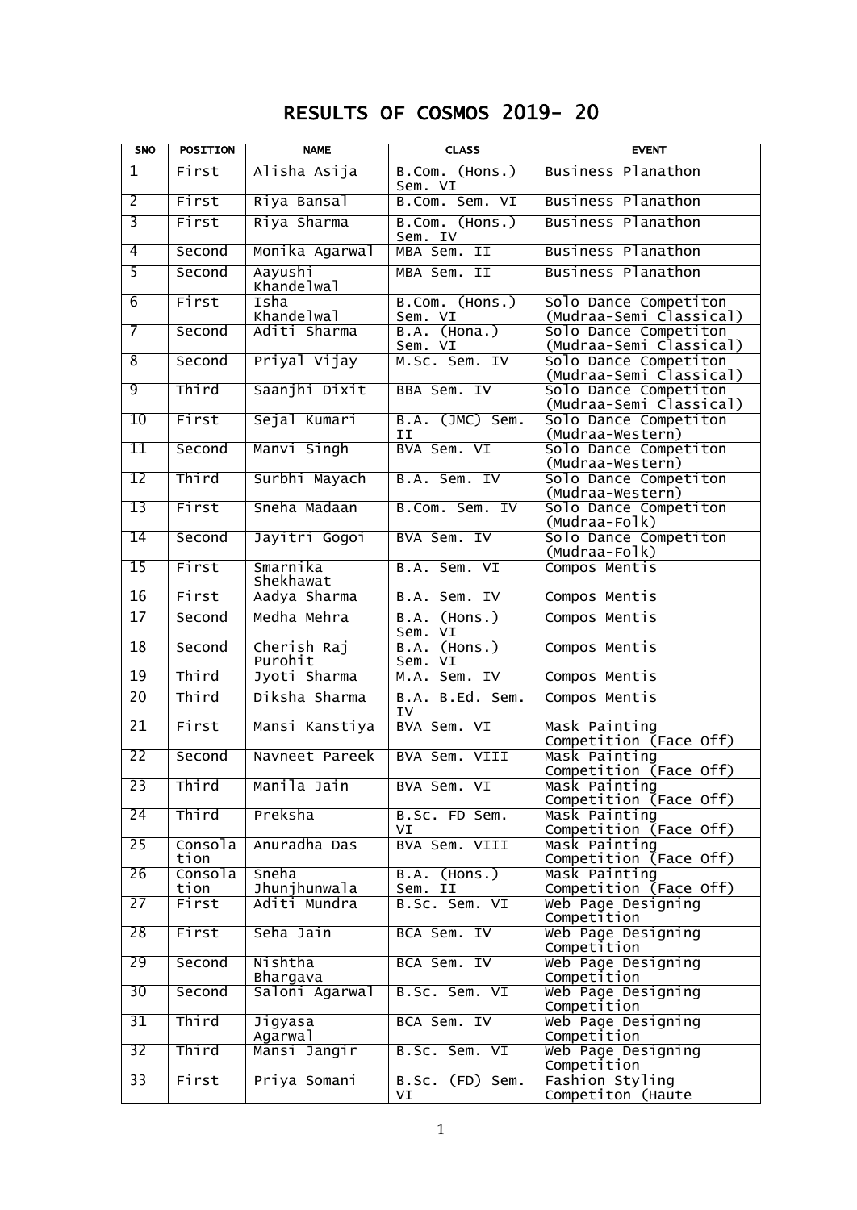# RESULTS OF COSMOS 2019- 20

| SNO | POSITION | NAME | CLASS | EVENT |
|---|---|---|---|---|
| 1 | First | Alisha Asija | B.Com. (Hons.) Sem. VI | Business Planathon |
| 2 | First | Riya Bansal | B.Com. Sem. VI | Business Planathon |
| 3 | First | Riya Sharma | B.Com. (Hons.) Sem. IV | Business Planathon |
| 4 | Second | Monika Agarwal | MBA Sem. II | Business Planathon |
| 5 | Second | Aayushi Khandelwal | MBA Sem. II | Business Planathon |
| 6 | First | Isha Khandelwal | B.Com. (Hons.) Sem. VI | Solo Dance Competiton (Mudraa-Semi Classical) |
| 7 | Second | Aditi Sharma | B.A. (Hona.) Sem. VI | Solo Dance Competiton (Mudraa-Semi Classical) |
| 8 | Second | Priyal Vijay | M.Sc. Sem. IV | Solo Dance Competiton (Mudraa-Semi Classical) |
| 9 | Third | Saanjhi Dixit | BBA Sem. IV | Solo Dance Competiton (Mudraa-Semi Classical) |
| 10 | First | Sejal Kumari | B.A. (JMC) Sem. II | Solo Dance Competiton (Mudraa-Western) |
| 11 | Second | Manvi Singh | BVA Sem. VI | Solo Dance Competiton (Mudraa-Western) |
| 12 | Third | Surbhi Mayach | B.A. Sem. IV | Solo Dance Competiton (Mudraa-Western) |
| 13 | First | Sneha Madaan | B.Com. Sem. IV | Solo Dance Competiton (Mudraa-Folk) |
| 14 | Second | Jayitri Gogoi | BVA Sem. IV | Solo Dance Competiton (Mudraa-Folk) |
| 15 | First | Smarnika Shekhawat | B.A. Sem. VI | Compos Mentis |
| 16 | First | Aadya Sharma | B.A. Sem. IV | Compos Mentis |
| 17 | Second | Medha Mehra | B.A. (Hons.) Sem. VI | Compos Mentis |
| 18 | Second | Cherish Raj Purohit | B.A. (Hons.) Sem. VI | Compos Mentis |
| 19 | Third | Jyoti Sharma | M.A. Sem. IV | Compos Mentis |
| 20 | Third | Diksha Sharma | B.A. B.Ed. Sem. IV | Compos Mentis |
| 21 | First | Mansi Kanstiya | BVA Sem. VI | Mask Painting Competition (Face Off) |
| 22 | Second | Navneet Pareek | BVA Sem. VIII | Mask Painting Competition (Face Off) |
| 23 | Third | Manila Jain | BVA Sem. VI | Mask Painting Competition (Face Off) |
| 24 | Third | Preksha | B.Sc. FD Sem. VI | Mask Painting Competition (Face Off) |
| 25 | Consolation | Anuradha Das | BVA Sem. VIII | Mask Painting Competition (Face Off) |
| 26 | Consolation | Sneha Jhunjhunwala | B.A. (Hons.) Sem. II | Mask Painting Competition (Face Off) |
| 27 | First | Aditi Mundra | B.Sc. Sem. VI | Web Page Designing Competition |
| 28 | First | Seha Jain | BCA Sem. IV | Web Page Designing Competition |
| 29 | Second | Nishtha Bhargava | BCA Sem. IV | Web Page Designing Competition |
| 30 | Second | Saloni Agarwal | B.Sc. Sem. VI | Web Page Designing Competition |
| 31 | Third | Jigyasa Agarwal | BCA Sem. IV | Web Page Designing Competition |
| 32 | Third | Mansi Jangir | B.Sc. Sem. VI | Web Page Designing Competition |
| 33 | First | Priya Somani | B.Sc. (FD) Sem. VI | Fashion Styling Competiton (Haute |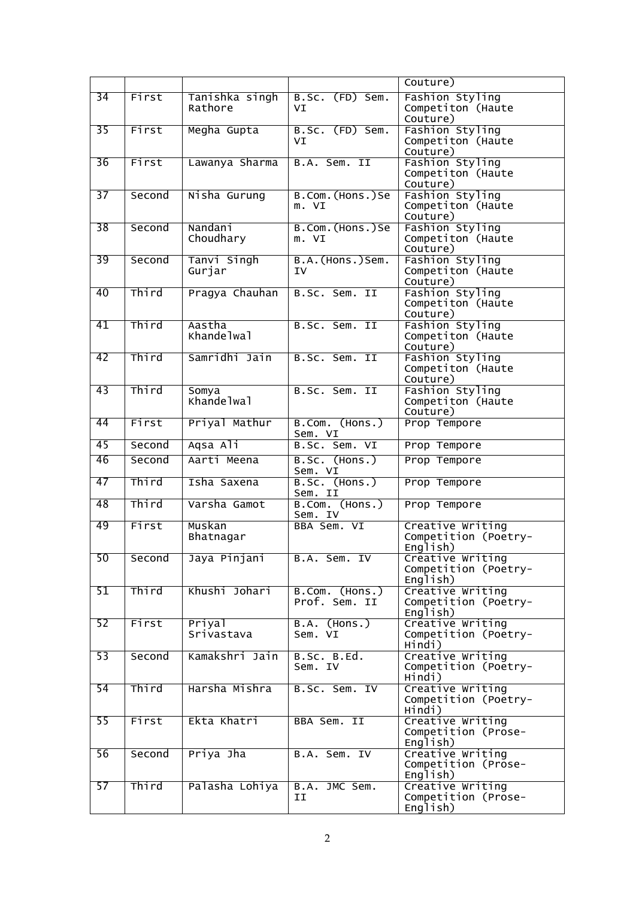| | | | | Couture) |
|---|---|---|---|---|
| 34 | First | Tanishka singh Rathore | B.Sc. (FD) Sem. VI | Fashion Styling Competiton (Haute Couture) |
| 35 | First | Megha Gupta | B.Sc. (FD) Sem. VI | Fashion Styling Competiton (Haute Couture) |
| 36 | First | Lawanya Sharma | B.A. Sem. II | Fashion Styling Competiton (Haute Couture) |
| 37 | Second | Nisha Gurung | B.Com.(Hons.)Sem. VI | Fashion Styling Competiton (Haute Couture) |
| 38 | Second | Nandani Choudhary | B.Com.(Hons.)Sem. VI | Fashion Styling Competiton (Haute Couture) |
| 39 | Second | Tanvi Singh Gurjar | B.A.(Hons.)Sem. IV | Fashion Styling Competiton (Haute Couture) |
| 40 | Third | Pragya Chauhan | B.Sc. Sem. II | Fashion Styling Competiton (Haute Couture) |
| 41 | Third | Aastha Khandelwal | B.Sc. Sem. II | Fashion Styling Competiton (Haute Couture) |
| 42 | Third | Samridhi Jain | B.Sc. Sem. II | Fashion Styling Competiton (Haute Couture) |
| 43 | Third | Somya Khandelwal | B.Sc. Sem. II | Fashion Styling Competiton (Haute Couture) |
| 44 | First | Priyal Mathur | B.Com. (Hons.) Sem. VI | Prop Tempore |
| 45 | Second | Aqsa Ali | B.Sc. Sem. VI | Prop Tempore |
| 46 | Second | Aarti Meena | B.Sc. (Hons.) Sem. VI | Prop Tempore |
| 47 | Third | Isha Saxena | B.Sc. (Hons.) Sem. II | Prop Tempore |
| 48 | Third | Varsha Gamot | B.Com. (Hons.) Sem. IV | Prop Tempore |
| 49 | First | Muskan Bhatnagar | BBA Sem. VI | Creative Writing Competition (Poetry-English) |
| 50 | Second | Jaya Pinjani | B.A. Sem. IV | Creative Writing Competition (Poetry-English) |
| 51 | Third | Khushi Johari | B.Com. (Hons.) Prof. Sem. II | Creative Writing Competition (Poetry-English) |
| 52 | First | Priyal Srivastava | B.A. (Hons.) Sem. VI | Creative Writing Competition (Poetry-Hindi) |
| 53 | Second | Kamakshri Jain | B.Sc. B.Ed. Sem. IV | Creative Writing Competition (Poetry-Hindi) |
| 54 | Third | Harsha Mishra | B.Sc. Sem. IV | Creative Writing Competition (Poetry-Hindi) |
| 55 | First | Ekta Khatri | BBA Sem. II | Creative Writing Competition (Prose-English) |
| 56 | Second | Priya Jha | B.A. Sem. IV | Creative Writing Competition (Prose-English) |
| 57 | Third | Palasha Lohiya | B.A. JMC Sem. II | Creative Writing Competition (Prose-English) |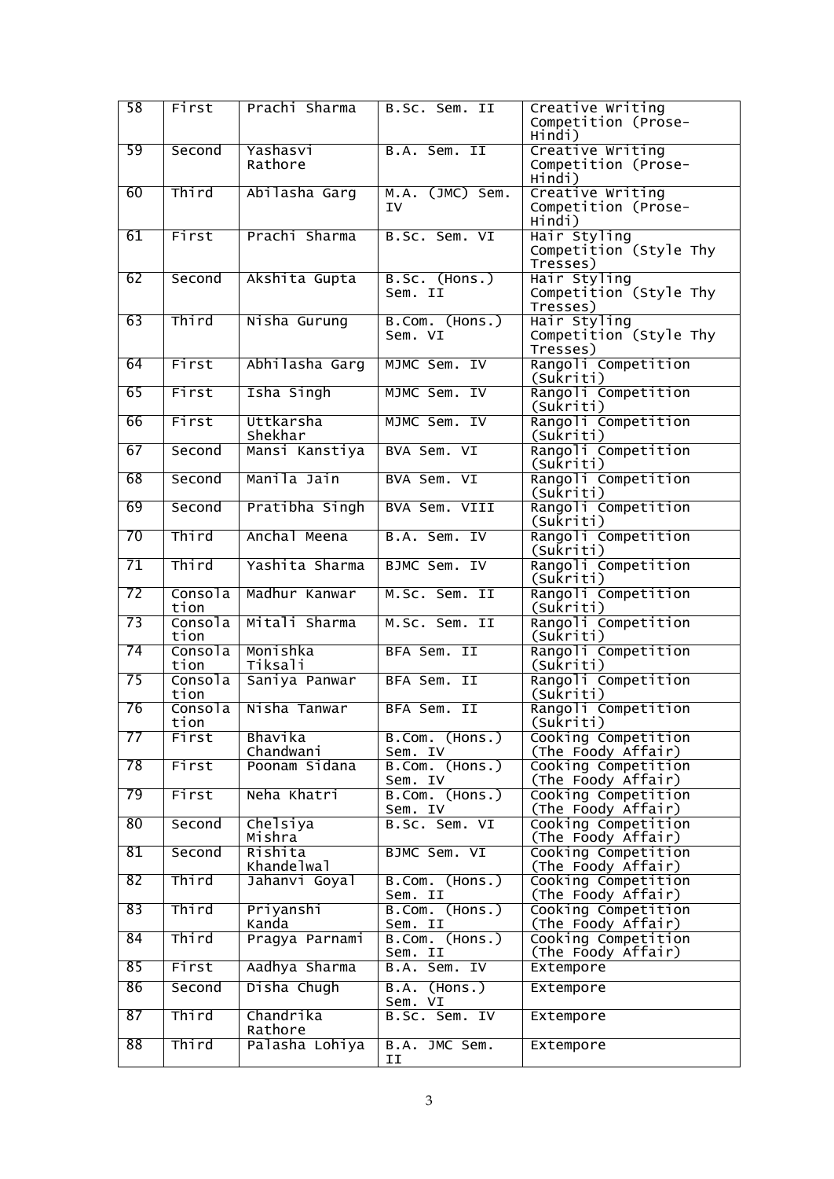| 58 | First | Prachi Sharma | B.Sc. Sem. II | Creative Writing Competition (Prose-Hindi) |
|---|---|---|---|---|
| 59 | Second | Yashasvi Rathore | B.A. Sem. II | Creative Writing Competition (Prose-Hindi) |
| 60 | Third | Abilasha Garg | M.A. (JMC) Sem. IV | Creative Writing Competition (Prose-Hindi) |
| 61 | First | Prachi Sharma | B.Sc. Sem. VI | Hair Styling Competition (Style Thy Tresses) |
| 62 | Second | Akshita Gupta | B.Sc. (Hons.) Sem. II | Hair Styling Competition (Style Thy Tresses) |
| 63 | Third | Nisha Gurung | B.Com. (Hons.) Sem. VI | Hair Styling Competition (Style Thy Tresses) |
| 64 | First | Abhilasha Garg | MJMC Sem. IV | Rangoli Competition (Sukriti) |
| 65 | First | Isha Singh | MJMC Sem. IV | Rangoli Competition (Sukriti) |
| 66 | First | Uttkarsha Shekhar | MJMC Sem. IV | Rangoli Competition (Sukriti) |
| 67 | Second | Mansi Kanstiya | BVA Sem. VI | Rangoli Competition (Sukriti) |
| 68 | Second | Manila Jain | BVA Sem. VI | Rangoli Competition (Sukriti) |
| 69 | Second | Pratibha Singh | BVA Sem. VIII | Rangoli Competition (Sukriti) |
| 70 | Third | Anchal Meena | B.A. Sem. IV | Rangoli Competition (Sukriti) |
| 71 | Third | Yashita Sharma | BJMC Sem. IV | Rangoli Competition (Sukriti) |
| 72 | Consolation | Madhur Kanwar | M.Sc. Sem. II | Rangoli Competition (Sukriti) |
| 73 | Consolation | Mitali Sharma | M.Sc. Sem. II | Rangoli Competition (Sukriti) |
| 74 | Consolation | Monishka Tiksali | BFA Sem. II | Rangoli Competition (Sukriti) |
| 75 | Consolation | Saniya Panwar | BFA Sem. II | Rangoli Competition (Sukriti) |
| 76 | Consolation | Nisha Tanwar | BFA Sem. II | Rangoli Competition (Sukriti) |
| 77 | First | Bhavika Chandwani | B.Com. (Hons.) Sem. IV | Cooking Competition (The Foody Affair) |
| 78 | First | Poonam Sidana | B.Com. (Hons.) Sem. IV | Cooking Competition (The Foody Affair) |
| 79 | First | Neha Khatri | B.Com. (Hons.) Sem. IV | Cooking Competition (The Foody Affair) |
| 80 | Second | Chelsiya Mishra | B.Sc. Sem. VI | Cooking Competition (The Foody Affair) |
| 81 | Second | Rishita Khandelwal | BJMC Sem. VI | Cooking Competition (The Foody Affair) |
| 82 | Third | Jahanvi Goyal | B.Com. (Hons.) Sem. II | Cooking Competition (The Foody Affair) |
| 83 | Third | Priyanshi Kanda | B.Com. (Hons.) Sem. II | Cooking Competition (The Foody Affair) |
| 84 | Third | Pragya Parnami | B.Com. (Hons.) Sem. II | Cooking Competition (The Foody Affair) |
| 85 | First | Aadhya Sharma | B.A. Sem. IV | Extempore |
| 86 | Second | Disha Chugh | B.A. (Hons.) Sem. VI | Extempore |
| 87 | Third | Chandrika Rathore | B.Sc. Sem. IV | Extempore |
| 88 | Third | Palasha Lohiya | B.A. JMC Sem. II | Extempore |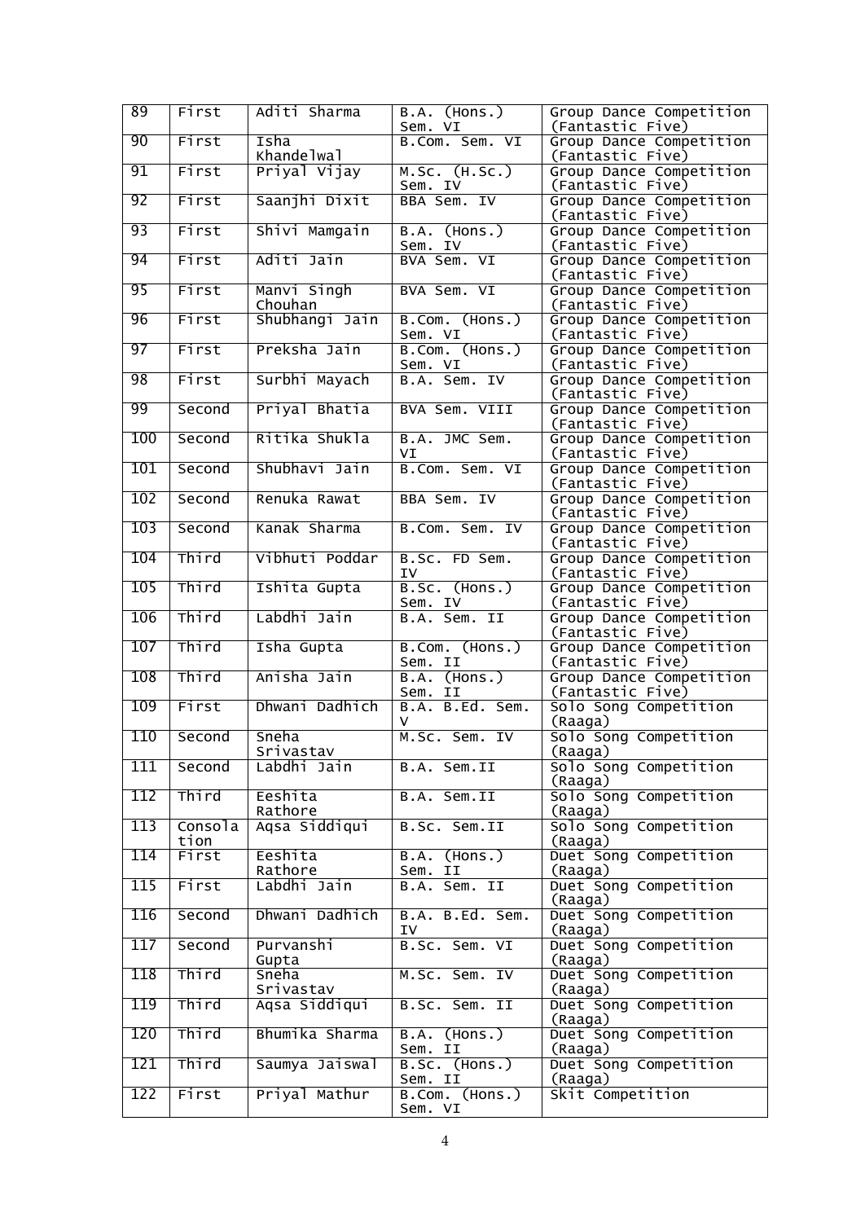| 89 | First | Aditi Sharma | B.A. (Hons.) Sem. VI | Group Dance Competition (Fantastic Five) |
|---|---|---|---|---|
| 90 | First | Isha Khandelwal | B.Com. Sem. VI | Group Dance Competition (Fantastic Five) |
| 91 | First | Priyal Vijay | M.Sc. (H.Sc.) Sem. IV | Group Dance Competition (Fantastic Five) |
| 92 | First | Saanjhi Dixit | BBA Sem. IV | Group Dance Competition (Fantastic Five) |
| 93 | First | Shivi Mamgain | B.A. (Hons.) Sem. IV | Group Dance Competition (Fantastic Five) |
| 94 | First | Aditi Jain | BVA Sem. VI | Group Dance Competition (Fantastic Five) |
| 95 | First | Manvi Singh Chouhan | BVA Sem. VI | Group Dance Competition (Fantastic Five) |
| 96 | First | Shubhangi Jain | B.Com. (Hons.) Sem. VI | Group Dance Competition (Fantastic Five) |
| 97 | First | Preksha Jain | B.Com. (Hons.) Sem. VI | Group Dance Competition (Fantastic Five) |
| 98 | First | Surbhi Mayach | B.A. Sem. IV | Group Dance Competition (Fantastic Five) |
| 99 | Second | Priyal Bhatia | BVA Sem. VIII | Group Dance Competition (Fantastic Five) |
| 100 | Second | Ritika Shukla | B.A. JMC Sem. VI | Group Dance Competition (Fantastic Five) |
| 101 | Second | Shubhavi Jain | B.Com. Sem. VI | Group Dance Competition (Fantastic Five) |
| 102 | Second | Renuka Rawat | BBA Sem. IV | Group Dance Competition (Fantastic Five) |
| 103 | Second | Kanak Sharma | B.Com. Sem. IV | Group Dance Competition (Fantastic Five) |
| 104 | Third | Vibhuti Poddar | B.Sc. FD Sem. IV | Group Dance Competition (Fantastic Five) |
| 105 | Third | Ishita Gupta | B.Sc. (Hons.) Sem. IV | Group Dance Competition (Fantastic Five) |
| 106 | Third | Labdhi Jain | B.A. Sem. II | Group Dance Competition (Fantastic Five) |
| 107 | Third | Isha Gupta | B.Com. (Hons.) Sem. II | Group Dance Competition (Fantastic Five) |
| 108 | Third | Anisha Jain | B.A. (Hons.) Sem. II | Group Dance Competition (Fantastic Five) |
| 109 | First | Dhwani Dadhich | B.A. B.Ed. Sem. V | Solo Song Competition (Raaga) |
| 110 | Second | Sneha Srivastav | M.Sc. Sem. IV | Solo Song Competition (Raaga) |
| 111 | Second | Labdhi Jain | B.A. Sem.II | Solo Song Competition (Raaga) |
| 112 | Third | Eeshita Rathore | B.A. Sem.II | Solo Song Competition (Raaga) |
| 113 | Consolation | Aqsa Siddiqui | B.Sc. Sem.II | Solo Song Competition (Raaga) |
| 114 | First | Eeshita Rathore | B.A. (Hons.) Sem. II | Duet Song Competition (Raaga) |
| 115 | First | Labdhi Jain | B.A. Sem. II | Duet Song Competition (Raaga) |
| 116 | Second | Dhwani Dadhich | B.A. B.Ed. Sem. IV | Duet Song Competition (Raaga) |
| 117 | Second | Purvanshi Gupta | B.Sc. Sem. VI | Duet Song Competition (Raaga) |
| 118 | Third | Sneha Srivastav | M.Sc. Sem. IV | Duet Song Competition (Raaga) |
| 119 | Third | Aqsa Siddiqui | B.Sc. Sem. II | Duet Song Competition (Raaga) |
| 120 | Third | Bhumika Sharma | B.A. (Hons.) Sem. II | Duet Song Competition (Raaga) |
| 121 | Third | Saumya Jaiswal | B.Sc. (Hons.) Sem. II | Duet Song Competition (Raaga) |
| 122 | First | Priyal Mathur | B.Com. (Hons.) Sem. VI | Skit Competition |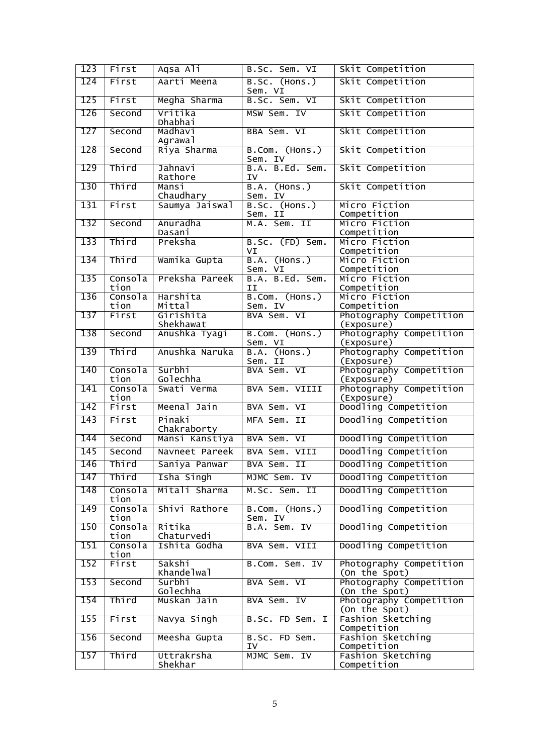| 123 | First | Aqsa Ali | B.Sc. Sem. VI | Skit Competition |
|---|---|---|---|---|
| 124 | First | Aarti Meena | B.Sc. (Hons.) Sem. VI | Skit Competition |
| 125 | First | Megha Sharma | B.Sc. Sem. VI | Skit Competition |
| 126 | Second | Vritika Dhabhai | MSW Sem. IV | Skit Competition |
| 127 | Second | Madhavi Agrawal | BBA Sem. VI | Skit Competition |
| 128 | Second | Riya Sharma | B.Com. (Hons.) Sem. IV | Skit Competition |
| 129 | Third | Jahnavi Rathore | B.A. B.Ed. Sem. IV | Skit Competition |
| 130 | Third | Mansi Chaudhary | B.A. (Hons.) Sem. IV | Skit Competition |
| 131 | First | Saumya Jaiswal | B.Sc. (Hons.) Sem. II | Micro Fiction Competition |
| 132 | Second | Anuradha Dasani | M.A. Sem. II | Micro Fiction Competition |
| 133 | Third | Preksha | B.Sc. (FD) Sem. VI | Micro Fiction Competition |
| 134 | Third | Wamika Gupta | B.A. (Hons.) Sem. VI | Micro Fiction Competition |
| 135 | Consolation | Preksha Pareek | B.A. B.Ed. Sem. II | Micro Fiction Competition |
| 136 | Consolation | Harshita Mittal | B.Com. (Hons.) Sem. IV | Micro Fiction Competition |
| 137 | First | Girishita Shekhawat | BVA Sem. VI | Photography Competition (Exposure) |
| 138 | Second | Anushka Tyagi | B.Com. (Hons.) Sem. VI | Photography Competition (Exposure) |
| 139 | Third | Anushka Naruka | B.A. (Hons.) Sem. II | Photography Competition (Exposure) |
| 140 | Consolation | Surbhi Golechha | BVA Sem. VI | Photography Competition (Exposure) |
| 141 | Consolation | Swati Verma | BVA Sem. VIIII | Photography Competition (Exposure) |
| 142 | First | Meenal Jain | BVA Sem. VI | Doodling Competition |
| 143 | First | Pinaki Chakraborty | MFA Sem. II | Doodling Competition |
| 144 | Second | Mansi Kanstiya | BVA Sem. VI | Doodling Competition |
| 145 | Second | Navneet Pareek | BVA Sem. VIII | Doodling Competition |
| 146 | Third | Saniya Panwar | BVA Sem. II | Doodling Competition |
| 147 | Third | Isha Singh | MJMC Sem. IV | Doodling Competition |
| 148 | Consolation | Mitali Sharma | M.Sc. Sem. II | Doodling Competition |
| 149 | Consolation | Shivi Rathore | B.Com. (Hons.) Sem. IV | Doodling Competition |
| 150 | Consolation | Ritika Chaturvedi | B.A. Sem. IV | Doodling Competition |
| 151 | Consolation | Ishita Godha | BVA Sem. VIII | Doodling Competition |
| 152 | First | Sakshi Khandelwal | B.Com. Sem. IV | Photography Competition (On the Spot) |
| 153 | Second | Surbhi Golechha | BVA Sem. VI | Photography Competition (On the Spot) |
| 154 | Third | Muskan Jain | BVA Sem. IV | Photography Competition (On the Spot) |
| 155 | First | Navya Singh | B.Sc. FD Sem. I | Fashion Sketching Competition |
| 156 | Second | Meesha Gupta | B.Sc. FD Sem. IV | Fashion Sketching Competition |
| 157 | Third | Uttrakrsha Shekhar | MJMC Sem. IV | Fashion Sketching Competition |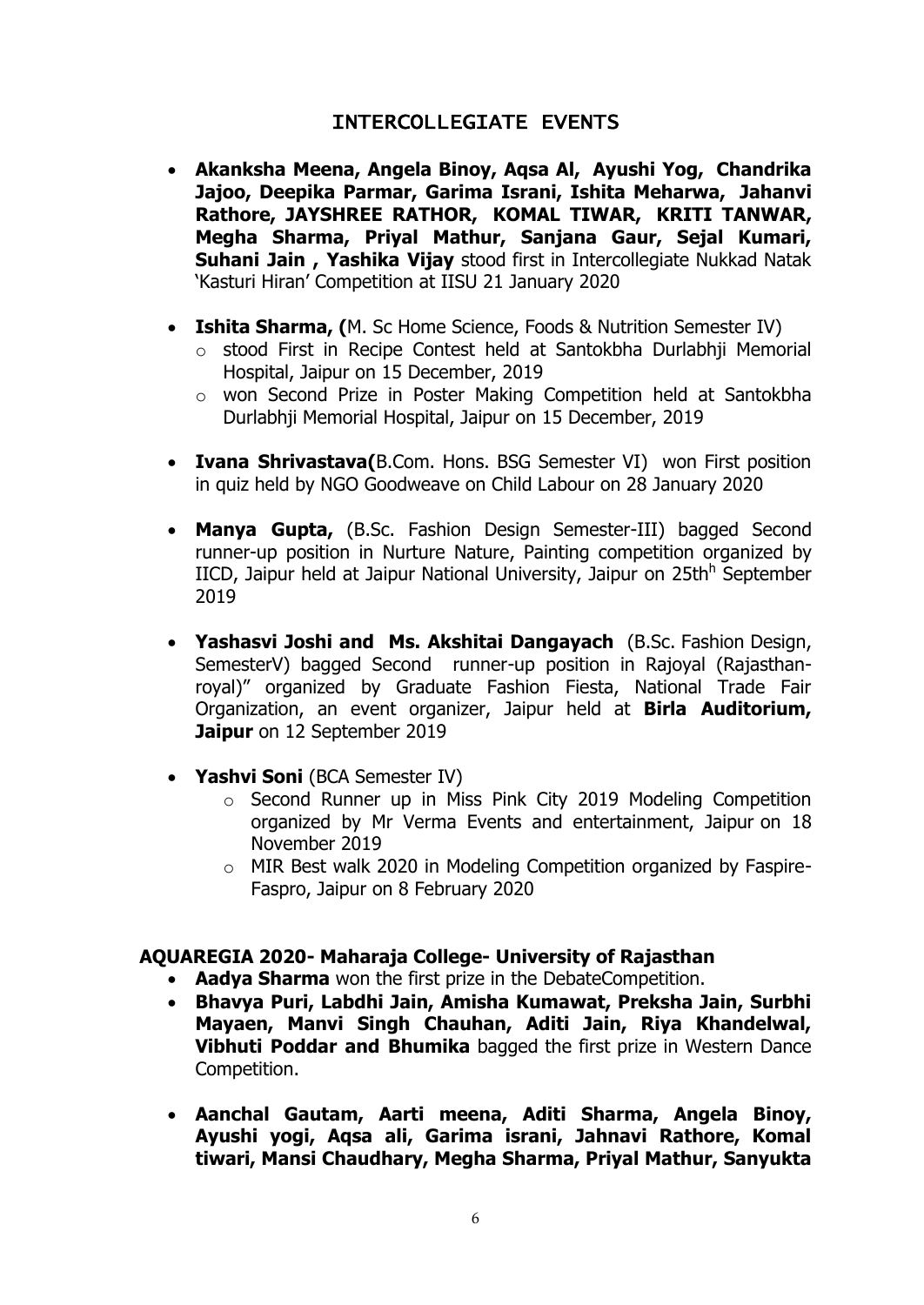## INTERCOLLEGIATE EVENTS

- **Akanksha Meena, Angela Binoy, Aqsa Al, Ayushi Yog, Chandrika Jajoo, Deepika Parmar, Garima Israni, Ishita Meharwa, Jahanvi Rathore, JAYSHREE RATHOR, KOMAL TIWAR, KRITI TANWAR, Megha Sharma, Priyal Mathur, Sanjana Gaur, Sejal Kumari, Suhani Jain , Yashika Vijay** stood first in Intercollegiate Nukkad Natak 'Kasturi Hiran' Competition at IISU 21 January 2020

- **Ishita Sharma, (**M. Sc Home Science, Foods & Nutrition Semester IV)
  - stood First in Recipe Contest held at Santokbha Durlabhji Memorial Hospital, Jaipur on 15 December, 2019
  - won Second Prize in Poster Making Competition held at Santokbha Durlabhji Memorial Hospital, Jaipur on 15 December, 2019

- **Ivana Shrivastava(**B.Com. Hons. BSG Semester VI) won First position in quiz held by NGO Goodweave on Child Labour on 28 January 2020

- **Manya Gupta,** (B.Sc. Fashion Design Semester-III) bagged Second runner-up position in Nurture Nature, Painting competition organized by IICD, Jaipur held at Jaipur National University, Jaipur on 25th[h] September 2019

- **Yashasvi Joshi and Ms. Akshitai Dangayach** (B.Sc. Fashion Design, SemesterV) bagged Second runner-up position in Rajoyal (Rajasthan-royal)" organized by Graduate Fashion Fiesta, National Trade Fair Organization, an event organizer, Jaipur held at **Birla Auditorium, Jaipur** on 12 September 2019

- **Yashvi Soni** (BCA Semester IV)
  - Second Runner up in Miss Pink City 2019 Modeling Competition organized by Mr Verma Events and entertainment, Jaipur on 18 November 2019
  - MIR Best walk 2020 in Modeling Competition organized by Faspire-Faspro, Jaipur on 8 February 2020

### AQUAREGIA 2020- Maharaja College- University of Rajasthan

- **Aadya Sharma** won the first prize in the DebateCompetition.
- **Bhavya Puri, Labdhi Jain, Amisha Kumawat, Preksha Jain, Surbhi Mayaen, Manvi Singh Chauhan, Aditi Jain, Riya Khandelwal, Vibhuti Poddar and Bhumika** bagged the first prize in Western Dance Competition.

- **Aanchal Gautam, Aarti meena, Aditi Sharma, Angela Binoy, Ayushi yogi, Aqsa ali, Garima israni, Jahnavi Rathore, Komal tiwari, Mansi Chaudhary, Megha Sharma, Priyal Mathur, Sanyukta**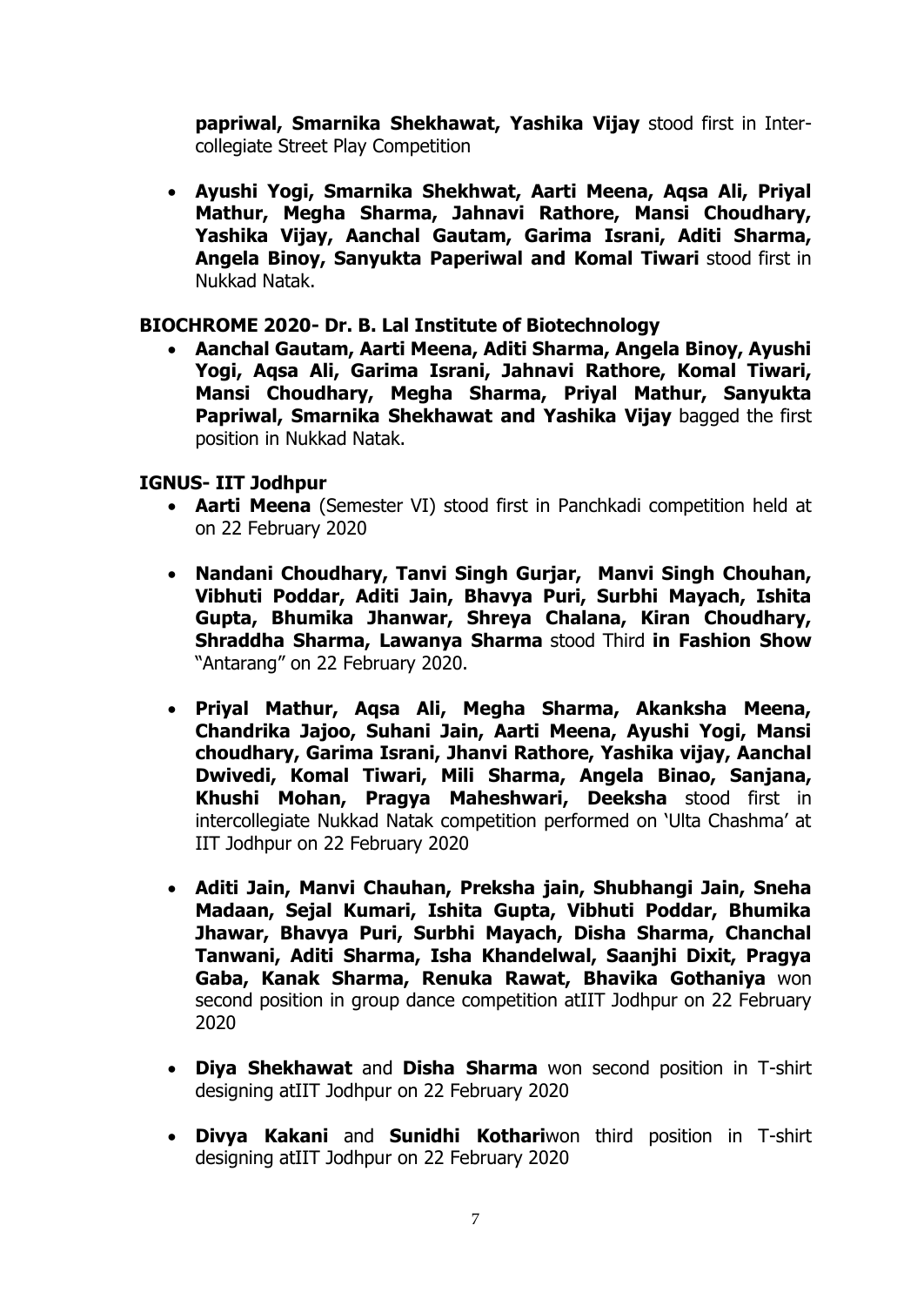**papriwal, Smarnika Shekhawat, Yashika Vijay** stood first in Inter-collegiate Street Play Competition

- **Ayushi Yogi, Smarnika Shekhwat, Aarti Meena, Aqsa Ali, Priyal Mathur, Megha Sharma, Jahnavi Rathore, Mansi Choudhary, Yashika Vijay, Aanchal Gautam, Garima Israni, Aditi Sharma, Angela Binoy, Sanyukta Paperiwal and Komal Tiwari** stood first in Nukkad Natak.

**BIOCHROME 2020- Dr. B. Lal Institute of Biotechnology**

- **Aanchal Gautam, Aarti Meena, Aditi Sharma, Angela Binoy, Ayushi Yogi, Aqsa Ali, Garima Israni, Jahnavi Rathore, Komal Tiwari, Mansi Choudhary, Megha Sharma, Priyal Mathur, Sanyukta Papriwal, Smarnika Shekhawat and Yashika Vijay** bagged the first position in Nukkad Natak.

**IGNUS- IIT Jodhpur**

- **Aarti Meena** (Semester VI) stood first in Panchkadi competition held at on 22 February 2020
- **Nandani Choudhary, Tanvi Singh Gurjar, Manvi Singh Chouhan, Vibhuti Poddar, Aditi Jain, Bhavya Puri, Surbhi Mayach, Ishita Gupta, Bhumika Jhanwar, Shreya Chalana, Kiran Choudhary, Shraddha Sharma, Lawanya Sharma** stood Third **in Fashion Show** "Antarang" on 22 February 2020.
- **Priyal Mathur, Aqsa Ali, Megha Sharma, Akanksha Meena, Chandrika Jajoo, Suhani Jain, Aarti Meena, Ayushi Yogi, Mansi choudhary, Garima Israni, Jhanvi Rathore, Yashika vijay, Aanchal Dwivedi, Komal Tiwari, Mili Sharma, Angela Binao, Sanjana, Khushi Mohan, Pragya Maheshwari, Deeksha** stood first in intercollegiate Nukkad Natak competition performed on 'Ulta Chashma' at IIT Jodhpur on 22 February 2020
- **Aditi Jain, Manvi Chauhan, Preksha jain, Shubhangi Jain, Sneha Madaan, Sejal Kumari, Ishita Gupta, Vibhuti Poddar, Bhumika Jhawar, Bhavya Puri, Surbhi Mayach, Disha Sharma, Chanchal Tanwani, Aditi Sharma, Isha Khandelwal, Saanjhi Dixit, Pragya Gaba, Kanak Sharma, Renuka Rawat, Bhavika Gothaniya** won second position in group dance competition atIIT Jodhpur on 22 February 2020
- **Diya Shekhawat** and **Disha Sharma** won second position in T-shirt designing atIIT Jodhpur on 22 February 2020
- **Divya Kakani** and **Sunidhi Kothari**won third position in T-shirt designing atIIT Jodhpur on 22 February 2020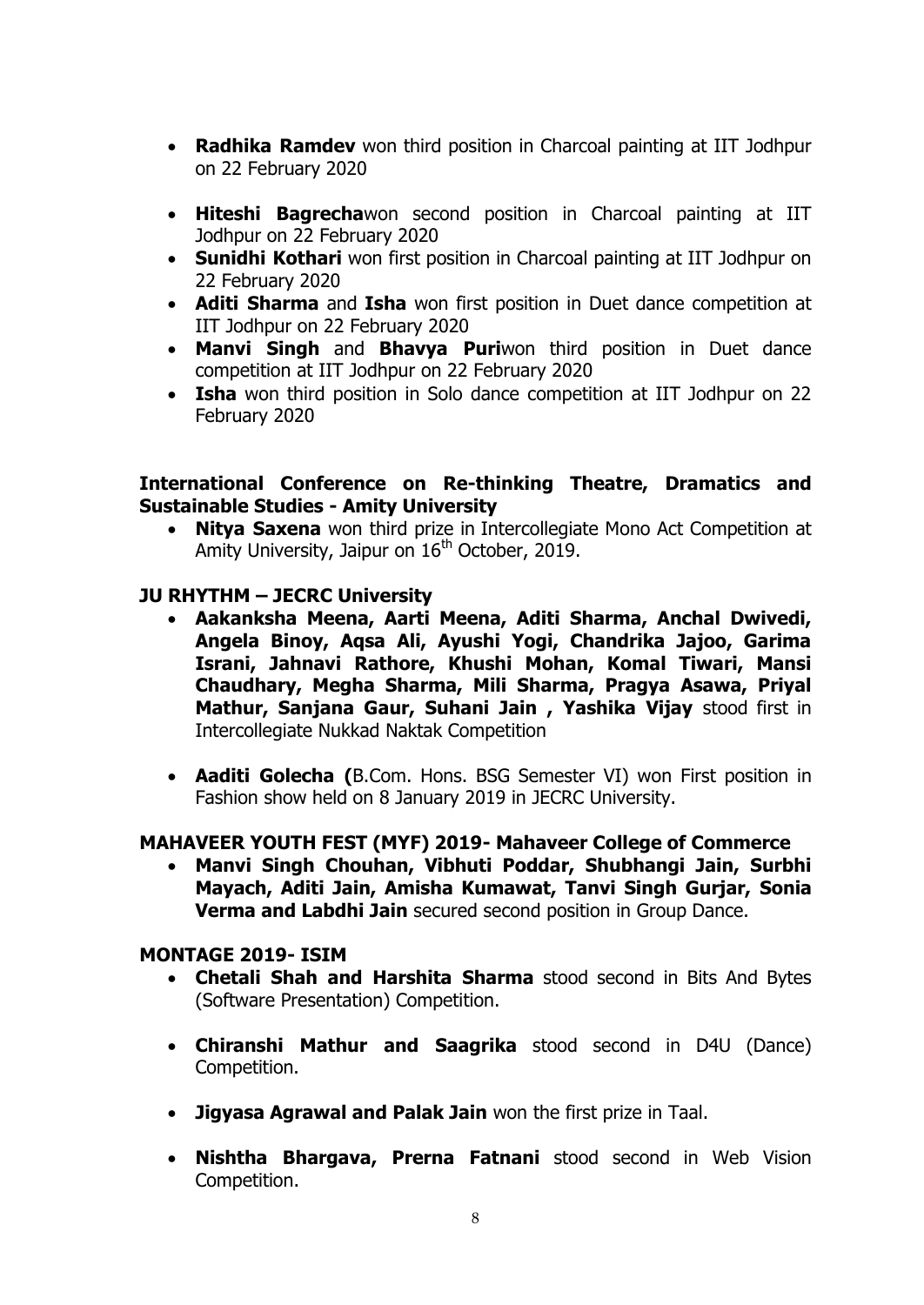- **Radhika Ramdev** won third position in Charcoal painting at IIT Jodhpur on 22 February 2020
- **Hiteshi Bagrecha**won second position in Charcoal painting at IIT Jodhpur on 22 February 2020
- **Sunidhi Kothari** won first position in Charcoal painting at IIT Jodhpur on 22 February 2020
- **Aditi Sharma** and **Isha** won first position in Duet dance competition at IIT Jodhpur on 22 February 2020
- **Manvi Singh** and **Bhavya Puri**won third position in Duet dance competition at IIT Jodhpur on 22 February 2020
- **Isha** won third position in Solo dance competition at IIT Jodhpur on 22 February 2020

**International Conference on Re-thinking Theatre, Dramatics and Sustainable Studies - Amity University**

- **Nitya Saxena** won third prize in Intercollegiate Mono Act Competition at Amity University, Jaipur on 16th October, 2019.

**JU RHYTHM – JECRC University**

- **Aakanksha Meena, Aarti Meena, Aditi Sharma, Anchal Dwivedi, Angela Binoy, Aqsa Ali, Ayushi Yogi, Chandrika Jajoo, Garima Israni, Jahnavi Rathore, Khushi Mohan, Komal Tiwari, Mansi Chaudhary, Megha Sharma, Mili Sharma, Pragya Asawa, Priyal Mathur, Sanjana Gaur, Suhani Jain , Yashika Vijay** stood first in Intercollegiate Nukkad Naktak Competition

- **Aaditi Golecha (**B.Com. Hons. BSG Semester VI) won First position in Fashion show held on 8 January 2019 in JECRC University.

**MAHAVEER YOUTH FEST (MYF) 2019- Mahaveer College of Commerce**

- **Manvi Singh Chouhan, Vibhuti Poddar, Shubhangi Jain, Surbhi Mayach, Aditi Jain, Amisha Kumawat, Tanvi Singh Gurjar, Sonia Verma and Labdhi Jain** secured second position in Group Dance.

**MONTAGE 2019- ISIM**

- **Chetali Shah and Harshita Sharma** stood second in Bits And Bytes (Software Presentation) Competition.

- **Chiranshi Mathur and Saagrika** stood second in D4U (Dance) Competition.

- **Jigyasa Agrawal and Palak Jain** won the first prize in Taal.

- **Nishtha Bhargava, Prerna Fatnani** stood second in Web Vision Competition.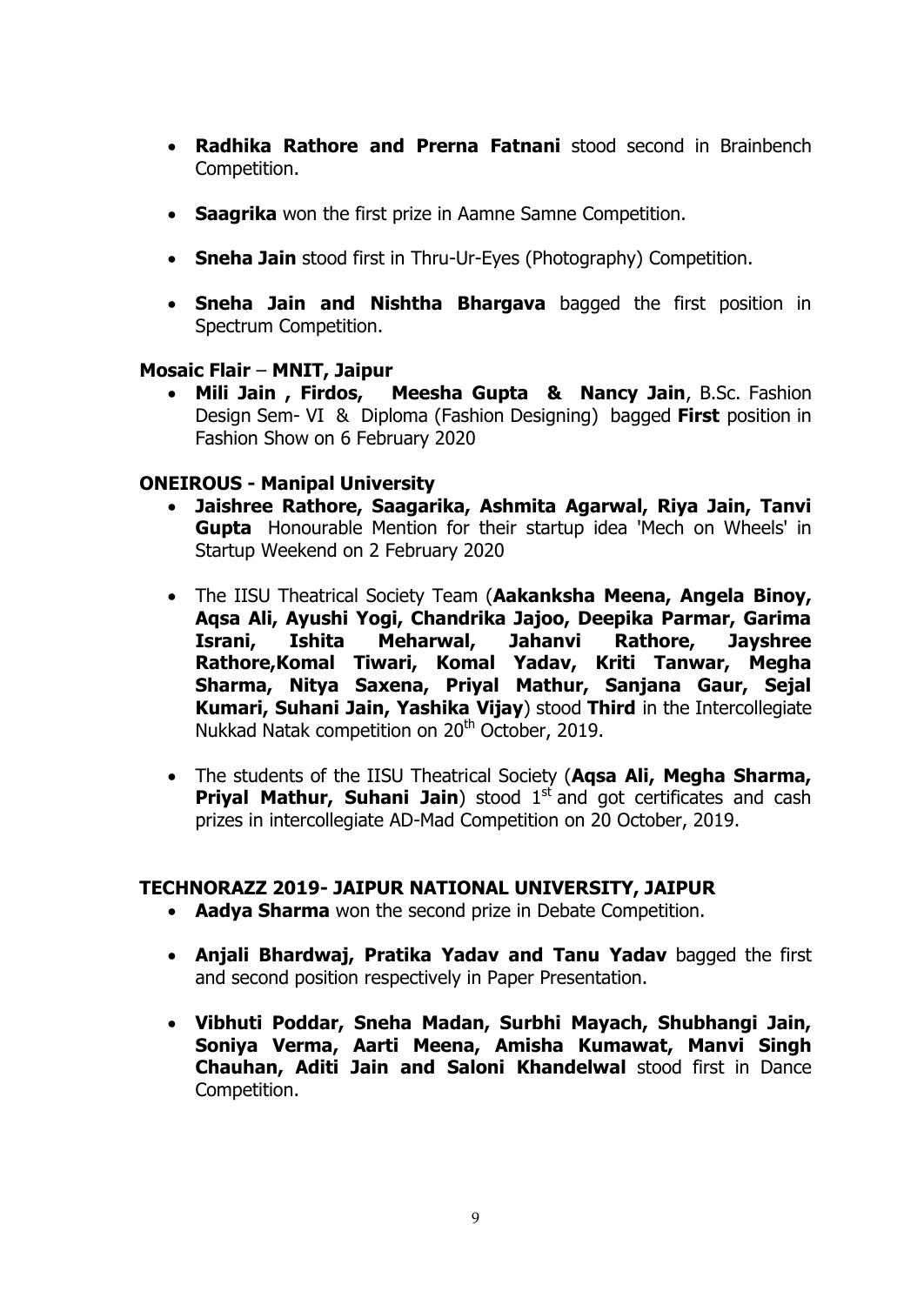- **Radhika Rathore and Prerna Fatnani** stood second in Brainbench Competition.

- **Saagrika** won the first prize in Aamne Samne Competition.

- **Sneha Jain** stood first in Thru-Ur-Eyes (Photography) Competition.

- **Sneha Jain and Nishtha Bhargava** bagged the first position in Spectrum Competition.

**Mosaic Flair** – **MNIT, Jaipur**

- **Mili Jain , Firdos, Meesha Gupta & Nancy Jain**, B.Sc. Fashion Design Sem- VI & Diploma (Fashion Designing) bagged **First** position in Fashion Show on 6 February 2020

**ONEIROUS - Manipal University**

- **Jaishree Rathore, Saagarika, Ashmita Agarwal, Riya Jain, Tanvi Gupta** Honourable Mention for their startup idea 'Mech on Wheels' in Startup Weekend on 2 February 2020

- The IISU Theatrical Society Team (**Aakanksha Meena, Angela Binoy, Aqsa Ali, Ayushi Yogi, Chandrika Jajoo, Deepika Parmar, Garima Israni, Ishita Meharwal, Jahanvi Rathore, Jayshree Rathore,Komal Tiwari, Komal Yadav, Kriti Tanwar, Megha Sharma, Nitya Saxena, Priyal Mathur, Sanjana Gaur, Sejal Kumari, Suhani Jain, Yashika Vijay**) stood **Third** in the Intercollegiate Nukkad Natak competition on 20th October, 2019.

- The students of the IISU Theatrical Society (**Aqsa Ali, Megha Sharma, Priyal Mathur, Suhani Jain**) stood 1st and got certificates and cash prizes in intercollegiate AD-Mad Competition on 20 October, 2019.

**TECHNORAZZ 2019- JAIPUR NATIONAL UNIVERSITY, JAIPUR**

- **Aadya Sharma** won the second prize in Debate Competition.

- **Anjali Bhardwaj, Pratika Yadav and Tanu Yadav** bagged the first and second position respectively in Paper Presentation.

- **Vibhuti Poddar, Sneha Madan, Surbhi Mayach, Shubhangi Jain, Soniya Verma, Aarti Meena, Amisha Kumawat, Manvi Singh Chauhan, Aditi Jain and Saloni Khandelwal** stood first in Dance Competition.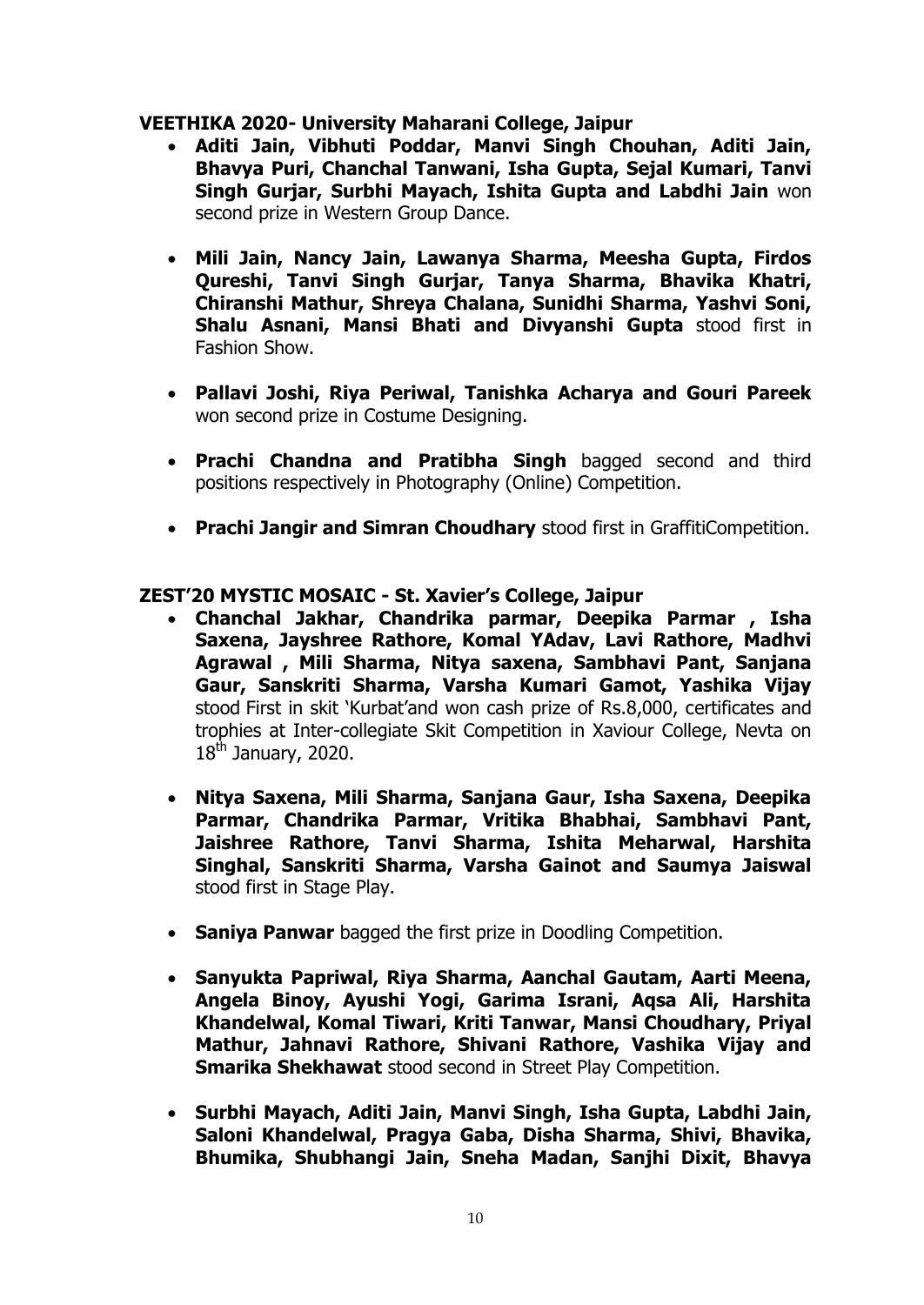**VEETHIKA 2020- University Maharani College, Jaipur**

- **Aditi Jain, Vibhuti Poddar, Manvi Singh Chouhan, Aditi Jain, Bhavya Puri, Chanchal Tanwani, Isha Gupta, Sejal Kumari, Tanvi Singh Gurjar, Surbhi Mayach, Ishita Gupta and Labdhi Jain** won second prize in Western Group Dance.

- **Mili Jain, Nancy Jain, Lawanya Sharma, Meesha Gupta, Firdos Qureshi, Tanvi Singh Gurjar, Tanya Sharma, Bhavika Khatri, Chiranshi Mathur, Shreya Chalana, Sunidhi Sharma, Yashvi Soni, Shalu Asnani, Mansi Bhati and Divyanshi Gupta** stood first in Fashion Show.

- **Pallavi Joshi, Riya Periwal, Tanishka Acharya and Gouri Pareek** won second prize in Costume Designing.

- **Prachi Chandna and Pratibha Singh** bagged second and third positions respectively in Photography (Online) Competition.

- **Prachi Jangir and Simran Choudhary** stood first in GraffitiCompetition.

**ZEST'20 MYSTIC MOSAIC - St. Xavier's College, Jaipur**

- **Chanchal Jakhar, Chandrika parmar, Deepika Parmar , Isha Saxena, Jayshree Rathore, Komal YAdav, Lavi Rathore, Madhvi Agrawal , Mili Sharma, Nitya saxena, Sambhavi Pant, Sanjana Gaur, Sanskriti Sharma, Varsha Kumari Gamot, Yashika Vijay** stood First in skit 'Kurbat'and won cash prize of Rs.8,000, certificates and trophies at Inter-collegiate Skit Competition in Xaviour College, Nevta on 18th January, 2020.

- **Nitya Saxena, Mili Sharma, Sanjana Gaur, Isha Saxena, Deepika Parmar, Chandrika Parmar, Vritika Bhabhai, Sambhavi Pant, Jaishree Rathore, Tanvi Sharma, Ishita Meharwal, Harshita Singhal, Sanskriti Sharma, Varsha Gainot and Saumya Jaiswal** stood first in Stage Play.

- **Saniya Panwar** bagged the first prize in Doodling Competition.

- **Sanyukta Papriwal, Riya Sharma, Aanchal Gautam, Aarti Meena, Angela Binoy, Ayushi Yogi, Garima Israni, Aqsa Ali, Harshita Khandelwal, Komal Tiwari, Kriti Tanwar, Mansi Choudhary, Priyal Mathur, Jahnavi Rathore, Shivani Rathore, Vashika Vijay and Smarika Shekhawat** stood second in Street Play Competition.

- **Surbhi Mayach, Aditi Jain, Manvi Singh, Isha Gupta, Labdhi Jain, Saloni Khandelwal, Pragya Gaba, Disha Sharma, Shivi, Bhavika, Bhumika, Shubhangi Jain, Sneha Madan, Sanjhi Dixit, Bhavya**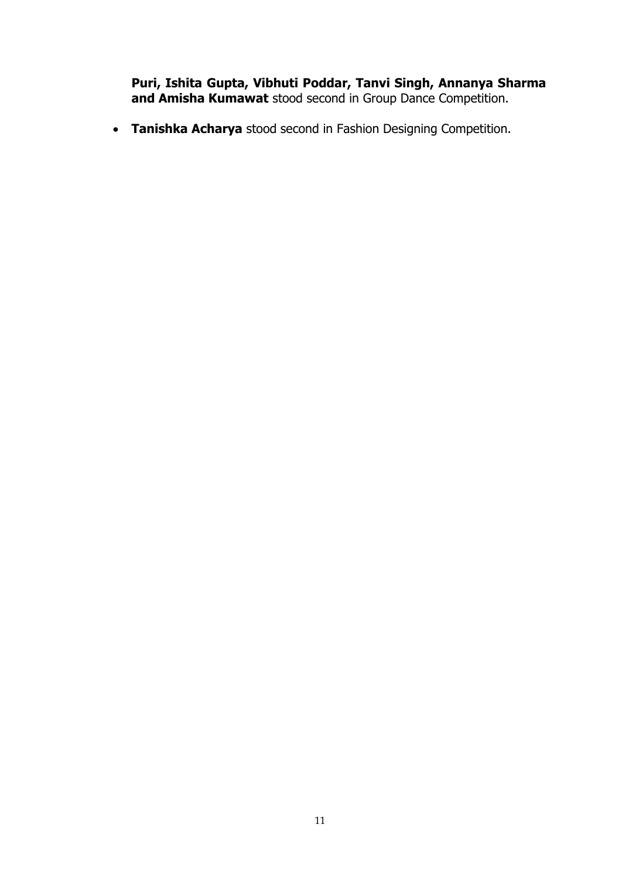**Puri, Ishita Gupta, Vibhuti Poddar, Tanvi Singh, Annanya Sharma and Amisha Kumawat** stood second in Group Dance Competition.

- **Tanishka Acharya** stood second in Fashion Designing Competition.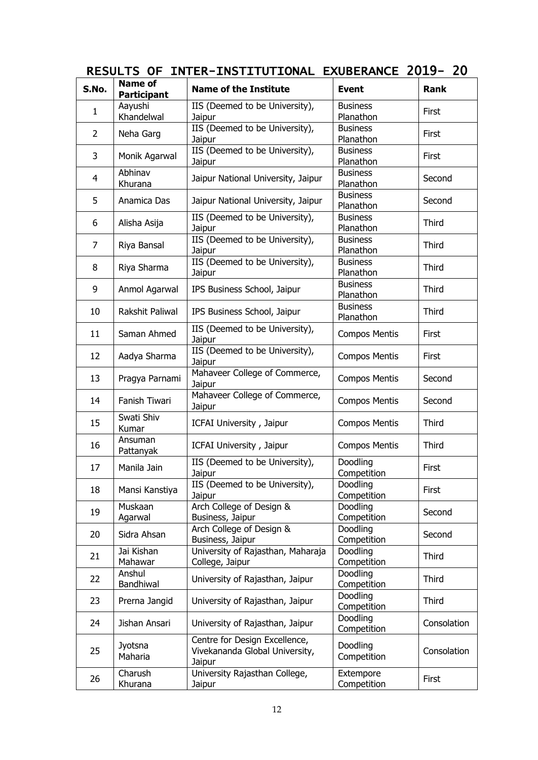# RESULTS OF INTER-INSTITUTIONAL EXUBERANCE 2019- 20

| S.No. | Name of Participant | Name of the Institute | Event | Rank |
|---|---|---|---|---|
| 1 | Aayushi Khandelwal | IIS (Deemed to be University), Jaipur | Business Planathon | First |
| 2 | Neha Garg | IIS (Deemed to be University), Jaipur | Business Planathon | First |
| 3 | Monik Agarwal | IIS (Deemed to be University), Jaipur | Business Planathon | First |
| 4 | Abhinav Khurana | Jaipur National University, Jaipur | Business Planathon | Second |
| 5 | Anamica Das | Jaipur National University, Jaipur | Business Planathon | Second |
| 6 | Alisha Asija | IIS (Deemed to be University), Jaipur | Business Planathon | Third |
| 7 | Riya Bansal | IIS (Deemed to be University), Jaipur | Business Planathon | Third |
| 8 | Riya Sharma | IIS (Deemed to be University), Jaipur | Business Planathon | Third |
| 9 | Anmol Agarwal | IPS Business School, Jaipur | Business Planathon | Third |
| 10 | Rakshit Paliwal | IPS Business School, Jaipur | Business Planathon | Third |
| 11 | Saman Ahmed | IIS (Deemed to be University), Jaipur | Compos Mentis | First |
| 12 | Aadya Sharma | IIS (Deemed to be University), Jaipur | Compos Mentis | First |
| 13 | Pragya Parnami | Mahaveer College of Commerce, Jaipur | Compos Mentis | Second |
| 14 | Fanish Tiwari | Mahaveer College of Commerce, Jaipur | Compos Mentis | Second |
| 15 | Swati Shiv Kumar | ICFAI University , Jaipur | Compos Mentis | Third |
| 16 | Ansuman Pattanyak | ICFAI University , Jaipur | Compos Mentis | Third |
| 17 | Manila Jain | IIS (Deemed to be University), Jaipur | Doodling Competition | First |
| 18 | Mansi Kanstiya | IIS (Deemed to be University), Jaipur | Doodling Competition | First |
| 19 | Muskaan Agarwal | Arch College of Design & Business, Jaipur | Doodling Competition | Second |
| 20 | Sidra Ahsan | Arch College of Design & Business, Jaipur | Doodling Competition | Second |
| 21 | Jai Kishan Mahawar | University of Rajasthan, Maharaja College, Jaipur | Doodling Competition | Third |
| 22 | Anshul Bandhiwal | University of Rajasthan, Jaipur | Doodling Competition | Third |
| 23 | Prerna Jangid | University of Rajasthan, Jaipur | Doodling Competition | Third |
| 24 | Jishan Ansari | University of Rajasthan, Jaipur | Doodling Competition | Consolation |
| 25 | Jyotsna Maharia | Centre for Design Excellence, Vivekananda Global University, Jaipur | Doodling Competition | Consolation |
| 26 | Charush Khurana | University Rajasthan College, Jaipur | Extempore Competition | First |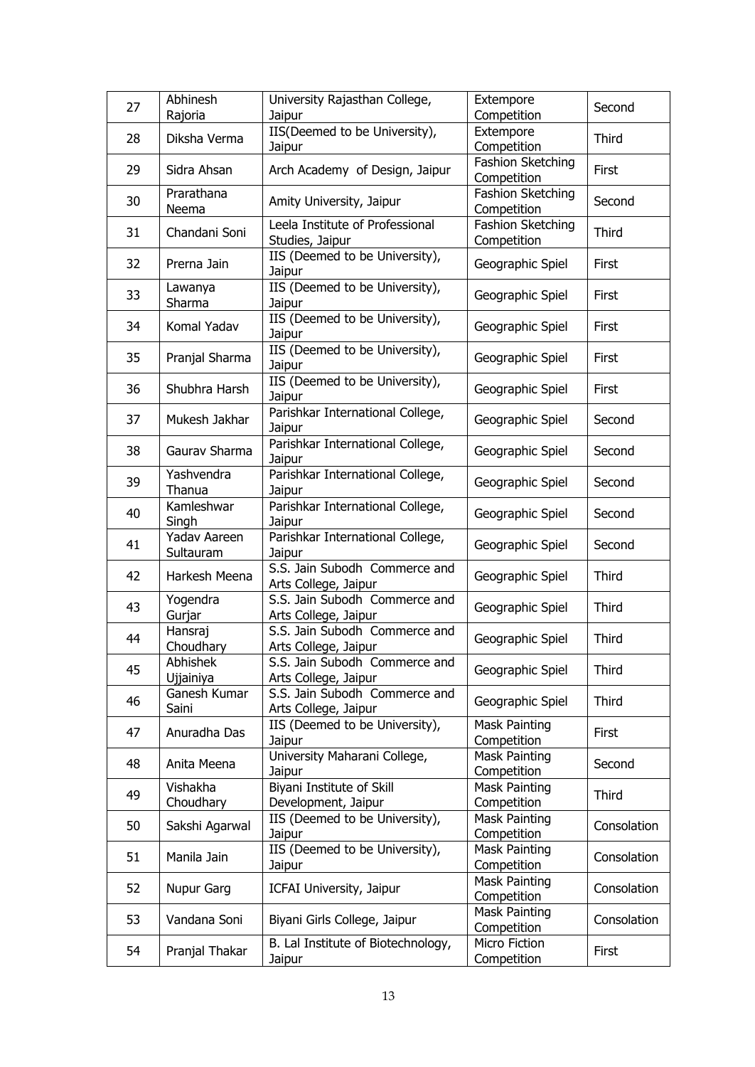| 27 | Abhinesh Rajoria | University Rajasthan College, Jaipur | Extempore Competition | Second |
|---|---|---|---|---|
| 28 | Diksha Verma | IIS(Deemed to be University), Jaipur | Extempore Competition | Third |
| 29 | Sidra Ahsan | Arch Academy of Design, Jaipur | Fashion Sketching Competition | First |
| 30 | Prarathana Neema | Amity University, Jaipur | Fashion Sketching Competition | Second |
| 31 | Chandani Soni | Leela Institute of Professional Studies, Jaipur | Fashion Sketching Competition | Third |
| 32 | Prerna Jain | IIS (Deemed to be University), Jaipur | Geographic Spiel | First |
| 33 | Lawanya Sharma | IIS (Deemed to be University), Jaipur | Geographic Spiel | First |
| 34 | Komal Yadav | IIS (Deemed to be University), Jaipur | Geographic Spiel | First |
| 35 | Pranjal Sharma | IIS (Deemed to be University), Jaipur | Geographic Spiel | First |
| 36 | Shubhra Harsh | IIS (Deemed to be University), Jaipur | Geographic Spiel | First |
| 37 | Mukesh Jakhar | Parishkar International College, Jaipur | Geographic Spiel | Second |
| 38 | Gaurav Sharma | Parishkar International College, Jaipur | Geographic Spiel | Second |
| 39 | Yashvendra Thanua | Parishkar International College, Jaipur | Geographic Spiel | Second |
| 40 | Kamleshwar Singh | Parishkar International College, Jaipur | Geographic Spiel | Second |
| 41 | Yadav Aareen Sultauram | Parishkar International College, Jaipur | Geographic Spiel | Second |
| 42 | Harkesh Meena | S.S. Jain Subodh Commerce and Arts College, Jaipur | Geographic Spiel | Third |
| 43 | Yogendra Gurjar | S.S. Jain Subodh Commerce and Arts College, Jaipur | Geographic Spiel | Third |
| 44 | Hansraj Choudhary | S.S. Jain Subodh Commerce and Arts College, Jaipur | Geographic Spiel | Third |
| 45 | Abhishek Ujjainiya | S.S. Jain Subodh Commerce and Arts College, Jaipur | Geographic Spiel | Third |
| 46 | Ganesh Kumar Saini | S.S. Jain Subodh Commerce and Arts College, Jaipur | Geographic Spiel | Third |
| 47 | Anuradha Das | IIS (Deemed to be University), Jaipur | Mask Painting Competition | First |
| 48 | Anita Meena | University Maharani College, Jaipur | Mask Painting Competition | Second |
| 49 | Vishakha Choudhary | Biyani Institute of Skill Development, Jaipur | Mask Painting Competition | Third |
| 50 | Sakshi Agarwal | IIS (Deemed to be University), Jaipur | Mask Painting Competition | Consolation |
| 51 | Manila Jain | IIS (Deemed to be University), Jaipur | Mask Painting Competition | Consolation |
| 52 | Nupur Garg | ICFAI University, Jaipur | Mask Painting Competition | Consolation |
| 53 | Vandana Soni | Biyani Girls College, Jaipur | Mask Painting Competition | Consolation |
| 54 | Pranjal Thakar | B. Lal Institute of Biotechnology, Jaipur | Micro Fiction Competition | First |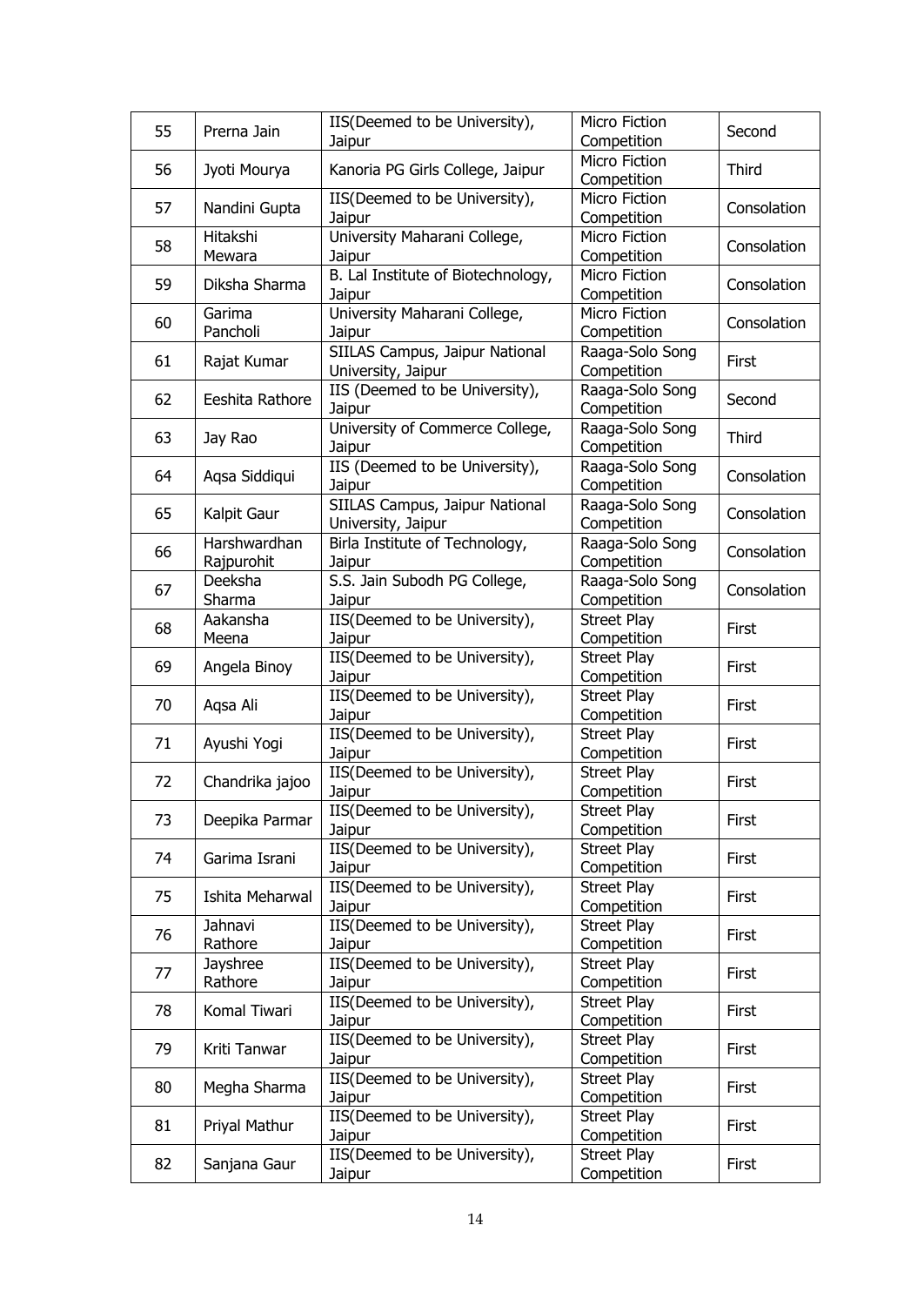| 55 | Prerna Jain | IIS(Deemed to be University), Jaipur | Micro Fiction Competition | Second |
|---|---|---|---|---|
| 56 | Jyoti Mourya | Kanoria PG Girls College, Jaipur | Micro Fiction Competition | Third |
| 57 | Nandini Gupta | IIS(Deemed to be University), Jaipur | Micro Fiction Competition | Consolation |
| 58 | Hitakshi Mewara | University Maharani College, Jaipur | Micro Fiction Competition | Consolation |
| 59 | Diksha Sharma | B. Lal Institute of Biotechnology, Jaipur | Micro Fiction Competition | Consolation |
| 60 | Garima Pancholi | University Maharani College, Jaipur | Micro Fiction Competition | Consolation |
| 61 | Rajat Kumar | SIILAS Campus, Jaipur National University, Jaipur | Raaga-Solo Song Competition | First |
| 62 | Eeshita Rathore | IIS (Deemed to be University), Jaipur | Raaga-Solo Song Competition | Second |
| 63 | Jay Rao | University of Commerce College, Jaipur | Raaga-Solo Song Competition | Third |
| 64 | Aqsa Siddiqui | IIS (Deemed to be University), Jaipur | Raaga-Solo Song Competition | Consolation |
| 65 | Kalpit Gaur | SIILAS Campus, Jaipur National University, Jaipur | Raaga-Solo Song Competition | Consolation |
| 66 | Harshwardhan Rajpurohit | Birla Institute of Technology, Jaipur | Raaga-Solo Song Competition | Consolation |
| 67 | Deeksha Sharma | S.S. Jain Subodh PG College, Jaipur | Raaga-Solo Song Competition | Consolation |
| 68 | Aakansha Meena | IIS(Deemed to be University), Jaipur | Street Play Competition | First |
| 69 | Angela Binoy | IIS(Deemed to be University), Jaipur | Street Play Competition | First |
| 70 | Aqsa Ali | IIS(Deemed to be University), Jaipur | Street Play Competition | First |
| 71 | Ayushi Yogi | IIS(Deemed to be University), Jaipur | Street Play Competition | First |
| 72 | Chandrika jajoo | IIS(Deemed to be University), Jaipur | Street Play Competition | First |
| 73 | Deepika Parmar | IIS(Deemed to be University), Jaipur | Street Play Competition | First |
| 74 | Garima Israni | IIS(Deemed to be University), Jaipur | Street Play Competition | First |
| 75 | Ishita Meharwal | IIS(Deemed to be University), Jaipur | Street Play Competition | First |
| 76 | Jahnavi Rathore | IIS(Deemed to be University), Jaipur | Street Play Competition | First |
| 77 | Jayshree Rathore | IIS(Deemed to be University), Jaipur | Street Play Competition | First |
| 78 | Komal Tiwari | IIS(Deemed to be University), Jaipur | Street Play Competition | First |
| 79 | Kriti Tanwar | IIS(Deemed to be University), Jaipur | Street Play Competition | First |
| 80 | Megha Sharma | IIS(Deemed to be University), Jaipur | Street Play Competition | First |
| 81 | Priyal Mathur | IIS(Deemed to be University), Jaipur | Street Play Competition | First |
| 82 | Sanjana Gaur | IIS(Deemed to be University), Jaipur | Street Play Competition | First |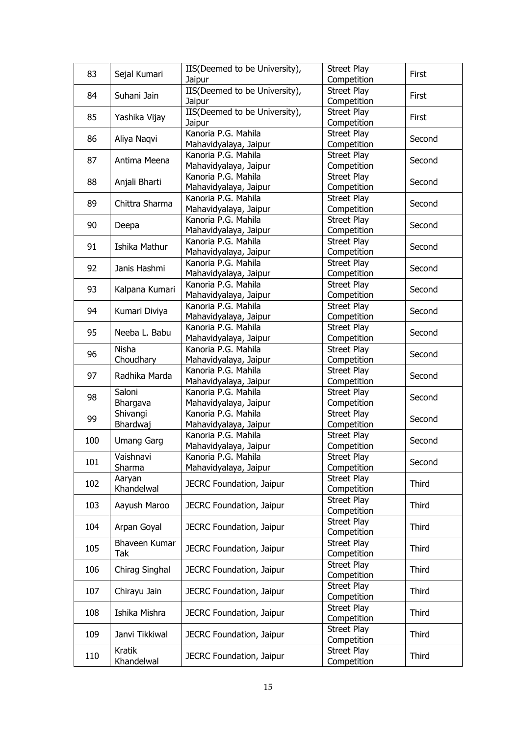| 83 | Sejal Kumari | IIS(Deemed to be University), Jaipur | Street Play Competition | First |
|---|---|---|---|---|
| 84 | Suhani Jain | IIS(Deemed to be University), Jaipur | Street Play Competition | First |
| 85 | Yashika Vijay | IIS(Deemed to be University), Jaipur | Street Play Competition | First |
| 86 | Aliya Naqvi | Kanoria P.G. Mahila Mahavidyalaya, Jaipur | Street Play Competition | Second |
| 87 | Antima Meena | Kanoria P.G. Mahila Mahavidyalaya, Jaipur | Street Play Competition | Second |
| 88 | Anjali Bharti | Kanoria P.G. Mahila Mahavidyalaya, Jaipur | Street Play Competition | Second |
| 89 | Chittra Sharma | Kanoria P.G. Mahila Mahavidyalaya, Jaipur | Street Play Competition | Second |
| 90 | Deepa | Kanoria P.G. Mahila Mahavidyalaya, Jaipur | Street Play Competition | Second |
| 91 | Ishika Mathur | Kanoria P.G. Mahila Mahavidyalaya, Jaipur | Street Play Competition | Second |
| 92 | Janis Hashmi | Kanoria P.G. Mahila Mahavidyalaya, Jaipur | Street Play Competition | Second |
| 93 | Kalpana Kumari | Kanoria P.G. Mahila Mahavidyalaya, Jaipur | Street Play Competition | Second |
| 94 | Kumari Diviya | Kanoria P.G. Mahila Mahavidyalaya, Jaipur | Street Play Competition | Second |
| 95 | Neeba L. Babu | Kanoria P.G. Mahila Mahavidyalaya, Jaipur | Street Play Competition | Second |
| 96 | Nisha Choudhary | Kanoria P.G. Mahila Mahavidyalaya, Jaipur | Street Play Competition | Second |
| 97 | Radhika Marda | Kanoria P.G. Mahila Mahavidyalaya, Jaipur | Street Play Competition | Second |
| 98 | Saloni Bhargava | Kanoria P.G. Mahila Mahavidyalaya, Jaipur | Street Play Competition | Second |
| 99 | Shivangi Bhardwaj | Kanoria P.G. Mahila Mahavidyalaya, Jaipur | Street Play Competition | Second |
| 100 | Umang Garg | Kanoria P.G. Mahila Mahavidyalaya, Jaipur | Street Play Competition | Second |
| 101 | Vaishnavi Sharma | Kanoria P.G. Mahila Mahavidyalaya, Jaipur | Street Play Competition | Second |
| 102 | Aaryan Khandelwal | JECRC Foundation, Jaipur | Street Play Competition | Third |
| 103 | Aayush Maroo | JECRC Foundation, Jaipur | Street Play Competition | Third |
| 104 | Arpan Goyal | JECRC Foundation, Jaipur | Street Play Competition | Third |
| 105 | Bhaveen Kumar Tak | JECRC Foundation, Jaipur | Street Play Competition | Third |
| 106 | Chirag Singhal | JECRC Foundation, Jaipur | Street Play Competition | Third |
| 107 | Chirayu Jain | JECRC Foundation, Jaipur | Street Play Competition | Third |
| 108 | Ishika Mishra | JECRC Foundation, Jaipur | Street Play Competition | Third |
| 109 | Janvi Tikkiwal | JECRC Foundation, Jaipur | Street Play Competition | Third |
| 110 | Kratik Khandelwal | JECRC Foundation, Jaipur | Street Play Competition | Third |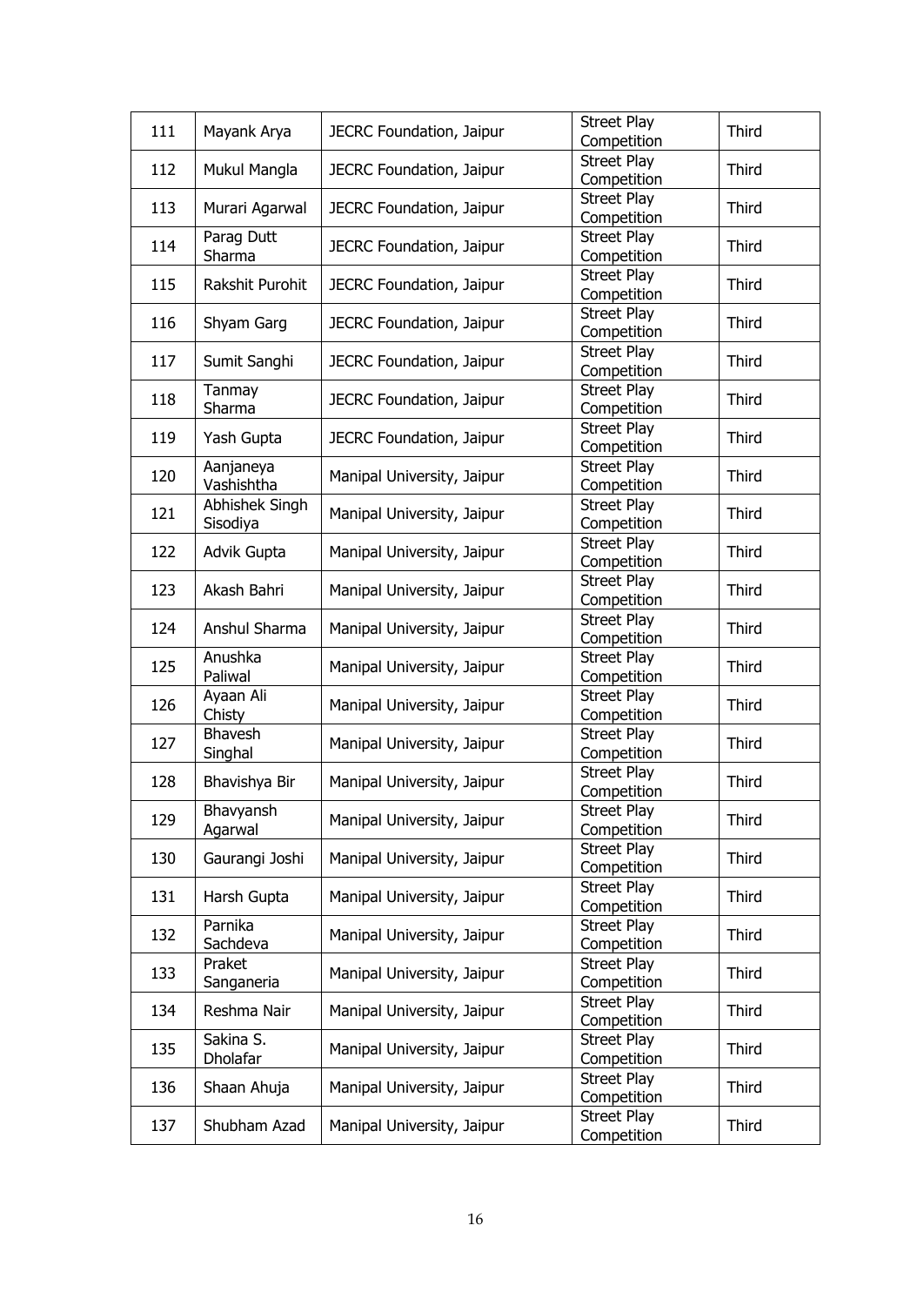| | | | | |
|---|---|---|---|---|
| 111 | Mayank Arya | JECRC Foundation, Jaipur | Street Play Competition | Third |
| 112 | Mukul Mangla | JECRC Foundation, Jaipur | Street Play Competition | Third |
| 113 | Murari Agarwal | JECRC Foundation, Jaipur | Street Play Competition | Third |
| 114 | Parag Dutt Sharma | JECRC Foundation, Jaipur | Street Play Competition | Third |
| 115 | Rakshit Purohit | JECRC Foundation, Jaipur | Street Play Competition | Third |
| 116 | Shyam Garg | JECRC Foundation, Jaipur | Street Play Competition | Third |
| 117 | Sumit Sanghi | JECRC Foundation, Jaipur | Street Play Competition | Third |
| 118 | Tanmay Sharma | JECRC Foundation, Jaipur | Street Play Competition | Third |
| 119 | Yash Gupta | JECRC Foundation, Jaipur | Street Play Competition | Third |
| 120 | Aanjaneya Vashishtha | Manipal University, Jaipur | Street Play Competition | Third |
| 121 | Abhishek Singh Sisodiya | Manipal University, Jaipur | Street Play Competition | Third |
| 122 | Advik Gupta | Manipal University, Jaipur | Street Play Competition | Third |
| 123 | Akash Bahri | Manipal University, Jaipur | Street Play Competition | Third |
| 124 | Anshul Sharma | Manipal University, Jaipur | Street Play Competition | Third |
| 125 | Anushka Paliwal | Manipal University, Jaipur | Street Play Competition | Third |
| 126 | Ayaan Ali Chisty | Manipal University, Jaipur | Street Play Competition | Third |
| 127 | Bhavesh Singhal | Manipal University, Jaipur | Street Play Competition | Third |
| 128 | Bhavishya Bir | Manipal University, Jaipur | Street Play Competition | Third |
| 129 | Bhavyansh Agarwal | Manipal University, Jaipur | Street Play Competition | Third |
| 130 | Gaurangi Joshi | Manipal University, Jaipur | Street Play Competition | Third |
| 131 | Harsh Gupta | Manipal University, Jaipur | Street Play Competition | Third |
| 132 | Parnika Sachdeva | Manipal University, Jaipur | Street Play Competition | Third |
| 133 | Praket Sanganeria | Manipal University, Jaipur | Street Play Competition | Third |
| 134 | Reshma Nair | Manipal University, Jaipur | Street Play Competition | Third |
| 135 | Sakina S. Dholafar | Manipal University, Jaipur | Street Play Competition | Third |
| 136 | Shaan Ahuja | Manipal University, Jaipur | Street Play Competition | Third |
| 137 | Shubham Azad | Manipal University, Jaipur | Street Play Competition | Third |